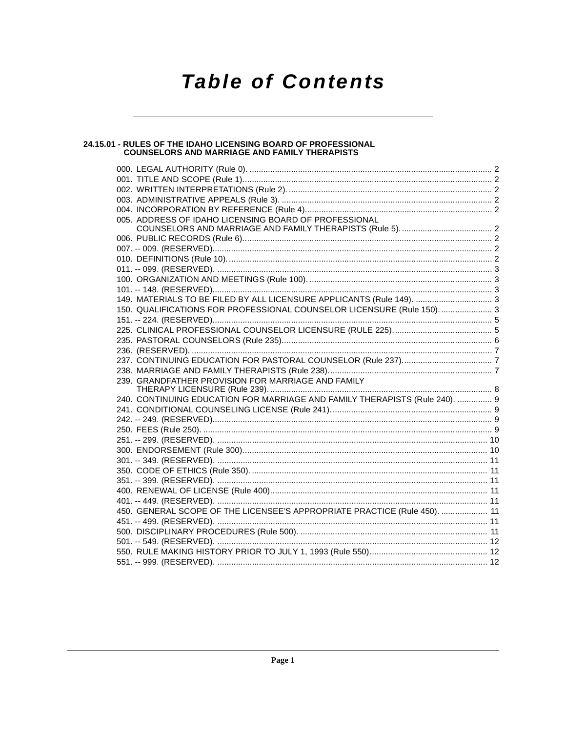# Table of Contents

**24.15.01 - RULES OF THE IDAHO LICENSING BOARD OF PROFESSIONAL COUNSELORS AND MARRIAGE AND FAMILY THERAPISTS**

000. LEGAL AUTHORITY (Rule 0). ........................................................ 2
001. TITLE AND SCOPE (Rule 1). ........................................................ 2
002. WRITTEN INTERPRETATIONS (Rule 2). ........................................................ 2
003. ADMINISTRATIVE APPEALS (Rule 3). ........................................................ 2
004. INCORPORATION BY REFERENCE (Rule 4). ........................................................ 2
005. ADDRESS OF IDAHO LICENSING BOARD OF PROFESSIONAL COUNSELORS AND MARRIAGE AND FAMILY THERAPISTS (Rule 5). ........................................................ 2
006. PUBLIC RECORDS (Rule 6). ........................................................ 2
007. -- 009. (RESERVED). ........................................................ 2
010. DEFINITIONS (Rule 10). ........................................................ 2
011. -- 099. (RESERVED). ........................................................ 3
100. ORGANIZATION AND MEETINGS (Rule 100). ........................................................ 3
101. -- 148. (RESERVED). ........................................................ 3
149. MATERIALS TO BE FILED BY ALL LICENSURE APPLICANTS (Rule 149). ........................................................ 3
150. QUALIFICATIONS FOR PROFESSIONAL COUNSELOR LICENSURE (Rule 150). ........................................................ 3
151. -- 224. (RESERVED). ........................................................ 5
225. CLINICAL PROFESSIONAL COUNSELOR LICENSURE (RULE 225). ........................................................ 5
235. PASTORAL COUNSELORS (Rule 235). ........................................................ 6
236. (RESERVED). ........................................................ 7
237. CONTINUING EDUCATION FOR PASTORAL COUNSELOR (Rule 237). ........................................................ 7
238. MARRIAGE AND FAMILY THERAPISTS (Rule 238). ........................................................ 7
239. GRANDFATHER PROVISION FOR MARRIAGE AND FAMILY THERAPY LICENSURE (Rule 239). ........................................................ 8
240. CONTINUING EDUCATION FOR MARRIAGE AND FAMILY THERAPISTS (Rule 240). ........................................................ 9
241. CONDITIONAL COUNSELING LICENSE (Rule 241). ........................................................ 9
242. -- 249. (RESERVED). ........................................................ 9
250. FEES (Rule 250). ........................................................ 9
251. -- 299. (RESERVED). ........................................................ 10
300. ENDORSEMENT (Rule 300). ........................................................ 10
301. -- 349. (RESERVED). ........................................................ 11
350. CODE OF ETHICS (Rule 350). ........................................................ 11
351. -- 399. (RESERVED). ........................................................ 11
400. RENEWAL OF LICENSE (Rule 400). ........................................................ 11
401. -- 449. (RESERVED). ........................................................ 11
450. GENERAL SCOPE OF THE LICENSEE'S APPROPRIATE PRACTICE (Rule 450). ........................................................ 11
451. -- 499. (RESERVED). ........................................................ 11
500. DISCIPLINARY PROCEDURES (Rule 500). ........................................................ 11
501. -- 549. (RESERVED). ........................................................ 12
550. RULE MAKING HISTORY PRIOR TO JULY 1, 1993 (Rule 550). ........................................................ 12
551. -- 999. (RESERVED). ........................................................ 12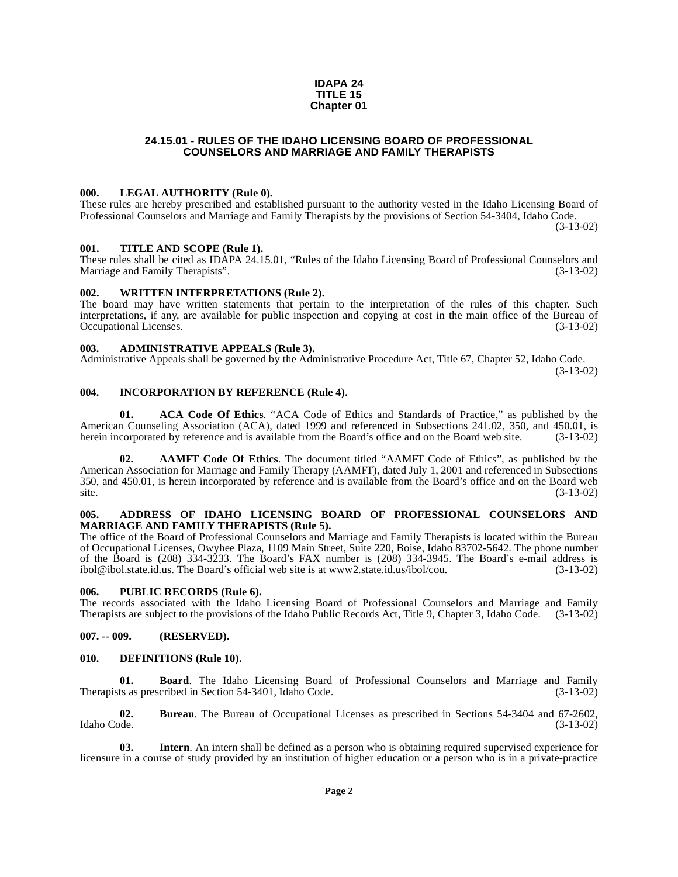# IDAPA 24
# TITLE 15
# Chapter 01

## 24.15.01 - RULES OF THE IDAHO LICENSING BOARD OF PROFESSIONAL COUNSELORS AND MARRIAGE AND FAMILY THERAPISTS

### 000. LEGAL AUTHORITY (Rule 0).

These rules are hereby prescribed and established pursuant to the authority vested in the Idaho Licensing Board of Professional Counselors and Marriage and Family Therapists by the provisions of Section 54-3404, Idaho Code. (3-13-02)

### 001. TITLE AND SCOPE (Rule 1).

These rules shall be cited as IDAPA 24.15.01, "Rules of the Idaho Licensing Board of Professional Counselors and Marriage and Family Therapists". (3-13-02)

### 002. WRITTEN INTERPRETATIONS (Rule 2).

The board may have written statements that pertain to the interpretation of the rules of this chapter. Such interpretations, if any, are available for public inspection and copying at cost in the main office of the Bureau of Occupational Licenses. (3-13-02)

### 003. ADMINISTRATIVE APPEALS (Rule 3).

Administrative Appeals shall be governed by the Administrative Procedure Act, Title 67, Chapter 52, Idaho Code. (3-13-02)

### 004. INCORPORATION BY REFERENCE (Rule 4).

**01. ACA Code Of Ethics**. "ACA Code of Ethics and Standards of Practice," as published by the American Counseling Association (ACA), dated 1999 and referenced in Subsections 241.02, 350, and 450.01, is herein incorporated by reference and is available from the Board's office and on the Board web site. (3-13-02)

**02. AAMFT Code Of Ethics**. The document titled "AAMFT Code of Ethics", as published by the American Association for Marriage and Family Therapy (AAMFT), dated July 1, 2001 and referenced in Subsections 350, and 450.01, is herein incorporated by reference and is available from the Board's office and on the Board web site. (3-13-02)

### 005. ADDRESS OF IDAHO LICENSING BOARD OF PROFESSIONAL COUNSELORS AND MARRIAGE AND FAMILY THERAPISTS (Rule 5).

The office of the Board of Professional Counselors and Marriage and Family Therapists is located within the Bureau of Occupational Licenses, Owyhee Plaza, 1109 Main Street, Suite 220, Boise, Idaho 83702-5642. The phone number of the Board is (208) 334-3233. The Board's FAX number is (208) 334-3945. The Board's e-mail address is ibol@ibol.state.id.us. The Board's official web site is at www2.state.id.us/ibol/cou. (3-13-02)

### 006. PUBLIC RECORDS (Rule 6).

The records associated with the Idaho Licensing Board of Professional Counselors and Marriage and Family Therapists are subject to the provisions of the Idaho Public Records Act, Title 9, Chapter 3, Idaho Code. (3-13-02)

### 007. -- 009. (RESERVED).

### 010. DEFINITIONS (Rule 10).

**01. Board**. The Idaho Licensing Board of Professional Counselors and Marriage and Family Therapists as prescribed in Section 54-3401, Idaho Code. (3-13-02)

**02. Bureau**. The Bureau of Occupational Licenses as prescribed in Sections 54-3404 and 67-2602, Idaho Code. (3-13-02)

**03. Intern**. An intern shall be defined as a person who is obtaining required supervised experience for licensure in a course of study provided by an institution of higher education or a person who is in a private-practice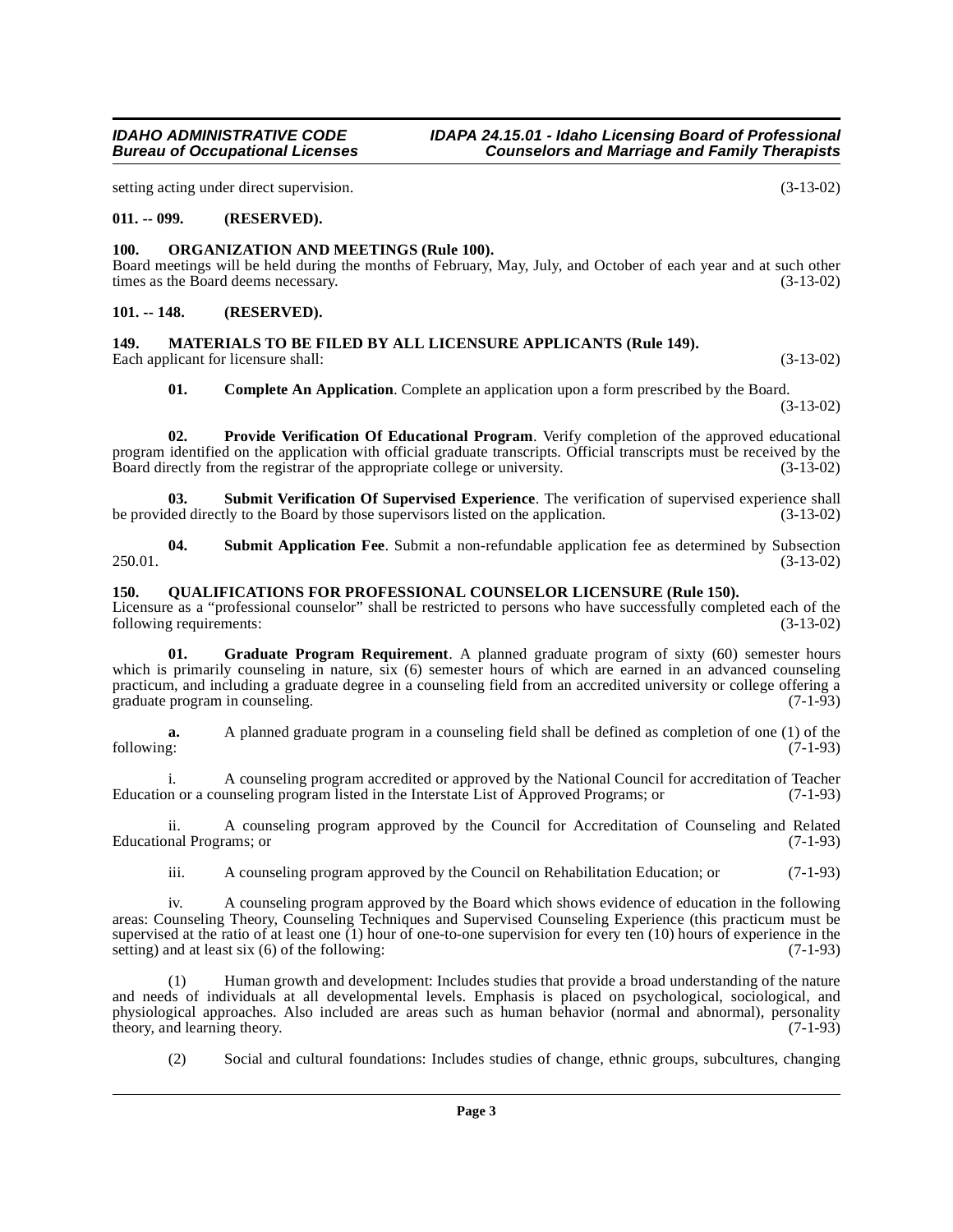setting acting under direct supervision. (3-13-02)

**011. -- 099. (RESERVED).**

**100. ORGANIZATION AND MEETINGS (Rule 100).**

Board meetings will be held during the months of February, May, July, and October of each year and at such other times as the Board deems necessary. (3-13-02)

**101. -- 148. (RESERVED).**

**149. MATERIALS TO BE FILED BY ALL LICENSURE APPLICANTS (Rule 149).**

Each applicant for licensure shall: (3-13-02)

**01. Complete An Application**. Complete an application upon a form prescribed by the Board. (3-13-02)

**02. Provide Verification Of Educational Program**. Verify completion of the approved educational program identified on the application with official graduate transcripts. Official transcripts must be received by the Board directly from the registrar of the appropriate college or university. (3-13-02)

**03. Submit Verification Of Supervised Experience**. The verification of supervised experience shall be provided directly to the Board by those supervisors listed on the application. (3-13-02)

**04. Submit Application Fee**. Submit a non-refundable application fee as determined by Subsection 250.01. (3-13-02)

**150. QUALIFICATIONS FOR PROFESSIONAL COUNSELOR LICENSURE (Rule 150).**

Licensure as a "professional counselor" shall be restricted to persons who have successfully completed each of the following requirements: (3-13-02)

**01. Graduate Program Requirement**. A planned graduate program of sixty (60) semester hours which is primarily counseling in nature, six (6) semester hours of which are earned in an advanced counseling practicum, and including a graduate degree in a counseling field from an accredited university or college offering a graduate program in counseling. (7-1-93)

**a.** A planned graduate program in a counseling field shall be defined as completion of one (1) of the following: (7-1-93)

i. A counseling program accredited or approved by the National Council for accreditation of Teacher Education or a counseling program listed in the Interstate List of Approved Programs; or (7-1-93)

ii. A counseling program approved by the Council for Accreditation of Counseling and Related Educational Programs; or (7-1-93)

iii. A counseling program approved by the Council on Rehabilitation Education; or (7-1-93)

iv. A counseling program approved by the Board which shows evidence of education in the following areas: Counseling Theory, Counseling Techniques and Supervised Counseling Experience (this practicum must be supervised at the ratio of at least one (1) hour of one-to-one supervision for every ten (10) hours of experience in the setting) and at least six (6) of the following: (7-1-93)

(1) Human growth and development: Includes studies that provide a broad understanding of the nature and needs of individuals at all developmental levels. Emphasis is placed on psychological, sociological, and physiological approaches. Also included are areas such as human behavior (normal and abnormal), personality theory, and learning theory. (7-1-93)

(2) Social and cultural foundations: Includes studies of change, ethnic groups, subcultures, changing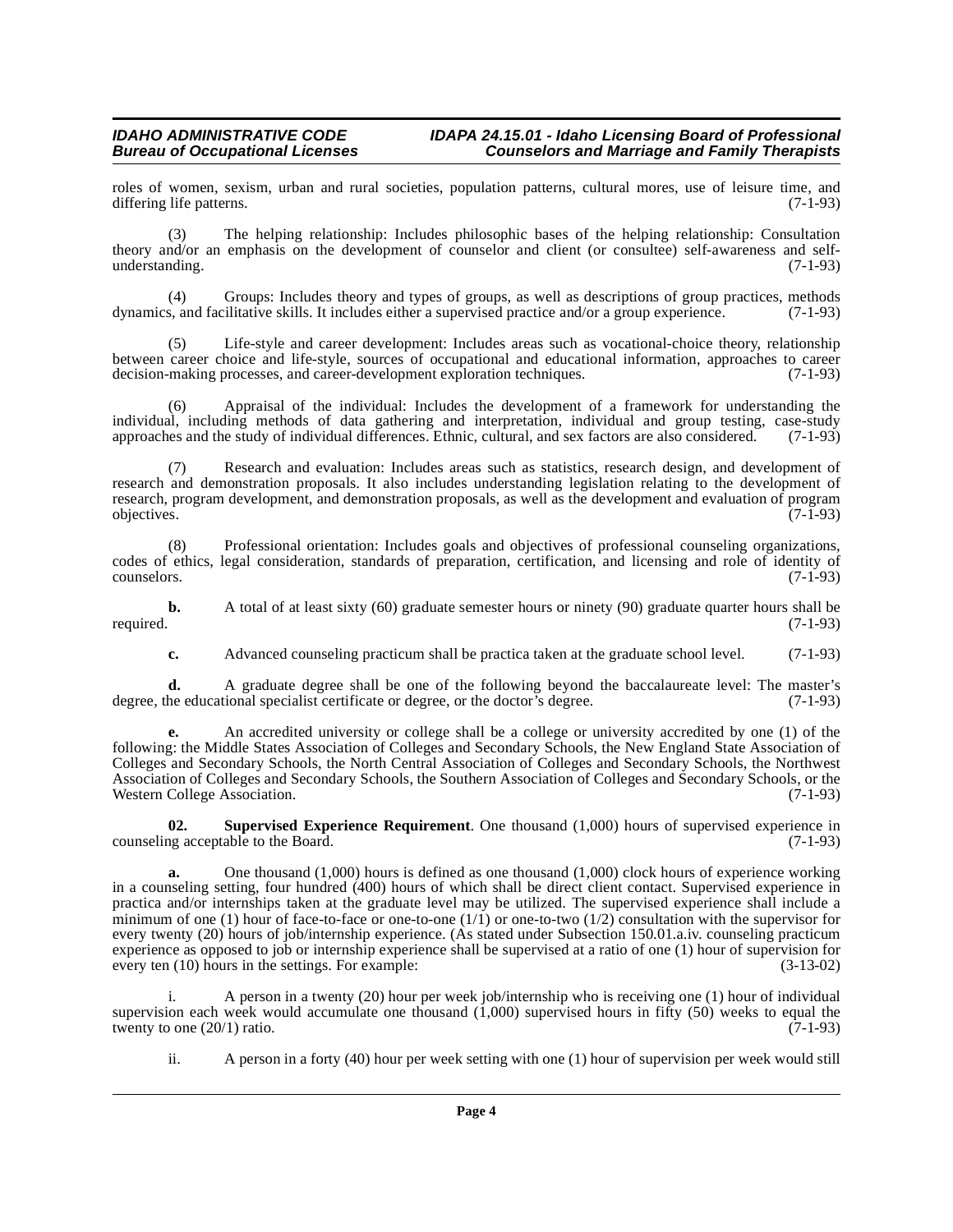roles of women, sexism, urban and rural societies, population patterns, cultural mores, use of leisure time, and differing life patterns. (7-1-93)

(3) The helping relationship: Includes philosophic bases of the helping relationship: Consultation theory and/or an emphasis on the development of counselor and client (or consultee) self-awareness and self-understanding. (7-1-93)

(4) Groups: Includes theory and types of groups, as well as descriptions of group practices, methods dynamics, and facilitative skills. It includes either a supervised practice and/or a group experience. (7-1-93)

(5) Life-style and career development: Includes areas such as vocational-choice theory, relationship between career choice and life-style, sources of occupational and educational information, approaches to career decision-making processes, and career-development exploration techniques. (7-1-93)

(6) Appraisal of the individual: Includes the development of a framework for understanding the individual, including methods of data gathering and interpretation, individual and group testing, case-study approaches and the study of individual differences. Ethnic, cultural, and sex factors are also considered. (7-1-93)

(7) Research and evaluation: Includes areas such as statistics, research design, and development of research and demonstration proposals. It also includes understanding legislation relating to the development of research, program development, and demonstration proposals, as well as the development and evaluation of program objectives. (7-1-93)

(8) Professional orientation: Includes goals and objectives of professional counseling organizations, codes of ethics, legal consideration, standards of preparation, certification, and licensing and role of identity of counselors. (7-1-93)

**b.** A total of at least sixty (60) graduate semester hours or ninety (90) graduate quarter hours shall be required. (7-1-93)

**c.** Advanced counseling practicum shall be practica taken at the graduate school level. (7-1-93)

**d.** A graduate degree shall be one of the following beyond the baccalaureate level: The master's degree, the educational specialist certificate or degree, or the doctor's degree. (7-1-93)

**e.** An accredited university or college shall be a college or university accredited by one (1) of the following: the Middle States Association of Colleges and Secondary Schools, the New England State Association of Colleges and Secondary Schools, the North Central Association of Colleges and Secondary Schools, the Northwest Association of Colleges and Secondary Schools, the Southern Association of Colleges and Secondary Schools, or the Western College Association. (7-1-93)

**02. Supervised Experience Requirement**. One thousand (1,000) hours of supervised experience in counseling acceptable to the Board. (7-1-93)

**a.** One thousand (1,000) hours is defined as one thousand (1,000) clock hours of experience working in a counseling setting, four hundred (400) hours of which shall be direct client contact. Supervised experience in practica and/or internships taken at the graduate level may be utilized. The supervised experience shall include a minimum of one (1) hour of face-to-face or one-to-one (1/1) or one-to-two (1/2) consultation with the supervisor for every twenty (20) hours of job/internship experience. (As stated under Subsection 150.01.a.iv. counseling practicum experience as opposed to job or internship experience shall be supervised at a ratio of one (1) hour of supervision for every ten (10) hours in the settings. For example: (3-13-02)

i. A person in a twenty (20) hour per week job/internship who is receiving one (1) hour of individual supervision each week would accumulate one thousand (1,000) supervised hours in fifty (50) weeks to equal the twenty to one (20/1) ratio. (7-1-93)

ii. A person in a forty (40) hour per week setting with one (1) hour of supervision per week would still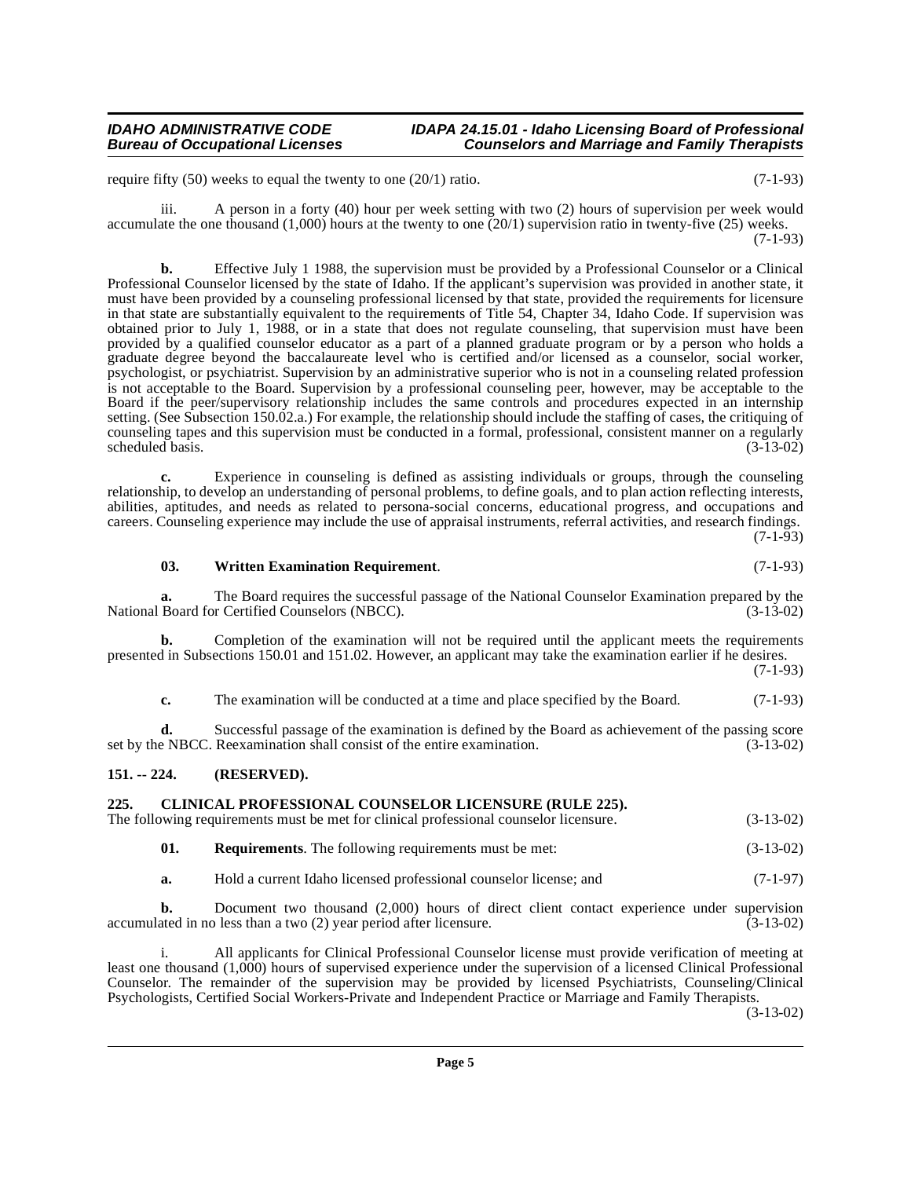require fifty (50) weeks to equal the twenty to one (20/1) ratio. (7-1-93)

iii. A person in a forty (40) hour per week setting with two (2) hours of supervision per week would accumulate the one thousand (1,000) hours at the twenty to one (20/1) supervision ratio in twenty-five (25) weeks. (7-1-93)

**b.** Effective July 1 1988, the supervision must be provided by a Professional Counselor or a Clinical Professional Counselor licensed by the state of Idaho. If the applicant's supervision was provided in another state, it must have been provided by a counseling professional licensed by that state, provided the requirements for licensure in that state are substantially equivalent to the requirements of Title 54, Chapter 34, Idaho Code. If supervision was obtained prior to July 1, 1988, or in a state that does not regulate counseling, that supervision must have been provided by a qualified counselor educator as a part of a planned graduate program or by a person who holds a graduate degree beyond the baccalaureate level who is certified and/or licensed as a counselor, social worker, psychologist, or psychiatrist. Supervision by an administrative superior who is not in a counseling related profession is not acceptable to the Board. Supervision by a professional counseling peer, however, may be acceptable to the Board if the peer/supervisory relationship includes the same controls and procedures expected in an internship setting. (See Subsection 150.02.a.) For example, the relationship should include the staffing of cases, the critiquing of counseling tapes and this supervision must be conducted in a formal, professional, consistent manner on a regularly scheduled basis. (3-13-02)

**c.** Experience in counseling is defined as assisting individuals or groups, through the counseling relationship, to develop an understanding of personal problems, to define goals, and to plan action reflecting interests, abilities, aptitudes, and needs as related to persona-social concerns, educational progress, and occupations and careers. Counseling experience may include the use of appraisal instruments, referral activities, and research findings. (7-1-93)

**03. Written Examination Requirement**. (7-1-93)

**a.** The Board requires the successful passage of the National Counselor Examination prepared by the National Board for Certified Counselors (NBCC). (3-13-02)

**b.** Completion of the examination will not be required until the applicant meets the requirements presented in Subsections 150.01 and 151.02. However, an applicant may take the examination earlier if he desires. (7-1-93)

**c.** The examination will be conducted at a time and place specified by the Board. (7-1-93)

**d.** Successful passage of the examination is defined by the Board as achievement of the passing score set by the NBCC. Reexamination shall consist of the entire examination. (3-13-02)

## 151. -- 224. (RESERVED).

## 225. CLINICAL PROFESSIONAL COUNSELOR LICENSURE (RULE 225).

The following requirements must be met for clinical professional counselor licensure. (3-13-02)

**01. Requirements**. The following requirements must be met: (3-13-02)

**a.** Hold a current Idaho licensed professional counselor license; and (7-1-97)

**b.** Document two thousand (2,000) hours of direct client contact experience under supervision accumulated in no less than a two (2) year period after licensure. (3-13-02)

i. All applicants for Clinical Professional Counselor license must provide verification of meeting at least one thousand (1,000) hours of supervised experience under the supervision of a licensed Clinical Professional Counselor. The remainder of the supervision may be provided by licensed Psychiatrists, Counseling/Clinical Psychologists, Certified Social Workers-Private and Independent Practice or Marriage and Family Therapists. (3-13-02)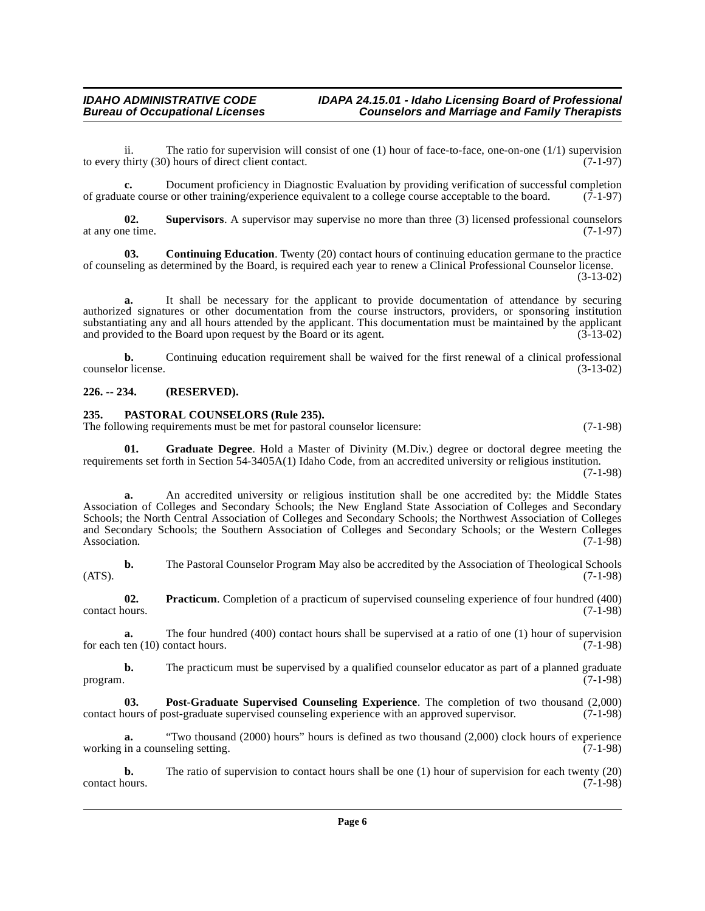ii. The ratio for supervision will consist of one (1) hour of face-to-face, one-on-one (1/1) supervision to every thirty (30) hours of direct client contact. (7-1-97)

**c.** Document proficiency in Diagnostic Evaluation by providing verification of successful completion of graduate course or other training/experience equivalent to a college course acceptable to the board. (7-1-97)

**02. Supervisors**. A supervisor may supervise no more than three (3) licensed professional counselors at any one time. (7-1-97)

**03. Continuing Education**. Twenty (20) contact hours of continuing education germane to the practice of counseling as determined by the Board, is required each year to renew a Clinical Professional Counselor license. (3-13-02)

**a.** It shall be necessary for the applicant to provide documentation of attendance by securing authorized signatures or other documentation from the course instructors, providers, or sponsoring institution substantiating any and all hours attended by the applicant. This documentation must be maintained by the applicant and provided to the Board upon request by the Board or its agent. (3-13-02)

**b.** Continuing education requirement shall be waived for the first renewal of a clinical professional counselor license. (3-13-02)

**226. -- 234. (RESERVED).**

**235. PASTORAL COUNSELORS (Rule 235).**

The following requirements must be met for pastoral counselor licensure: (7-1-98)

**01. Graduate Degree**. Hold a Master of Divinity (M.Div.) degree or doctoral degree meeting the requirements set forth in Section 54-3405A(1) Idaho Code, from an accredited university or religious institution. (7-1-98)

**a.** An accredited university or religious institution shall be one accredited by: the Middle States Association of Colleges and Secondary Schools; the New England State Association of Colleges and Secondary Schools; the North Central Association of Colleges and Secondary Schools; the Northwest Association of Colleges and Secondary Schools; the Southern Association of Colleges and Secondary Schools; or the Western Colleges Association. (7-1-98)

**b.** The Pastoral Counselor Program May also be accredited by the Association of Theological Schools (ATS). (7-1-98)

**02. Practicum**. Completion of a practicum of supervised counseling experience of four hundred (400) contact hours. (7-1-98)

**a.** The four hundred (400) contact hours shall be supervised at a ratio of one (1) hour of supervision for each ten (10) contact hours. (7-1-98)

**b.** The practicum must be supervised by a qualified counselor educator as part of a planned graduate program. (7-1-98)

**03. Post-Graduate Supervised Counseling Experience**. The completion of two thousand (2,000) contact hours of post-graduate supervised counseling experience with an approved supervisor. (7-1-98)

**a.** "Two thousand (2000) hours" hours is defined as two thousand (2,000) clock hours of experience working in a counseling setting. (7-1-98)

**b.** The ratio of supervision to contact hours shall be one (1) hour of supervision for each twenty (20) contact hours. (7-1-98)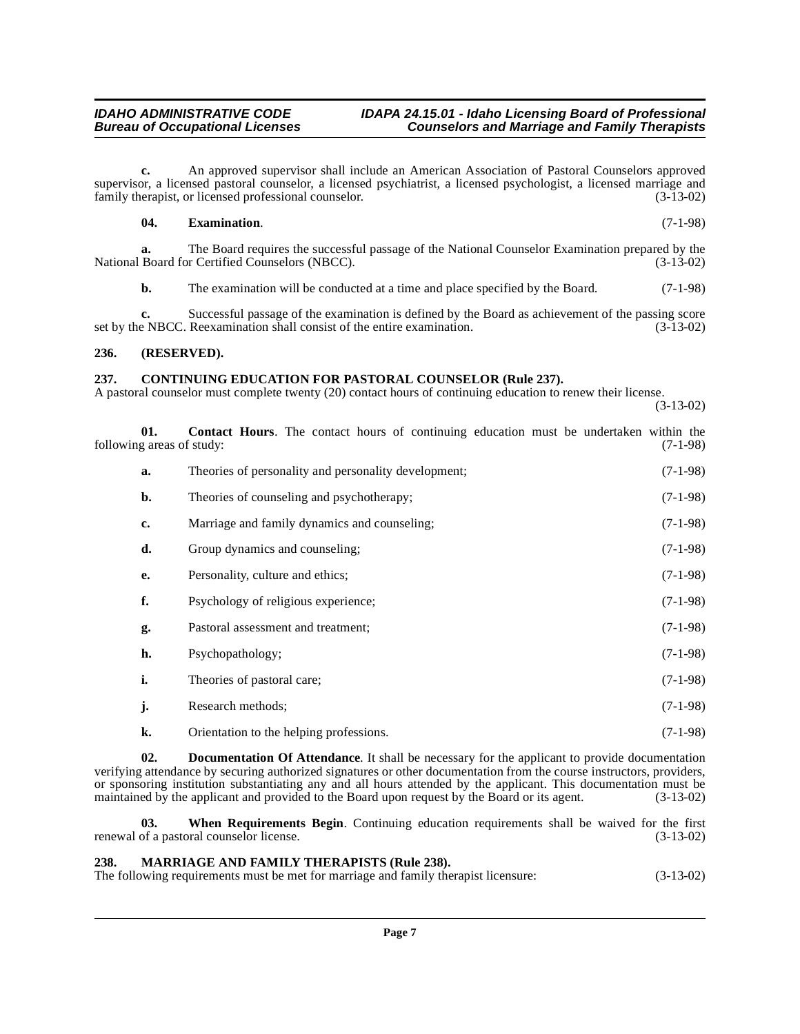**c.** An approved supervisor shall include an American Association of Pastoral Counselors approved supervisor, a licensed pastoral counselor, a licensed psychiatrist, a licensed psychologist, a licensed marriage and family therapist, or licensed professional counselor. (3-13-02)

**04. Examination**. (7-1-98)

**a.** The Board requires the successful passage of the National Counselor Examination prepared by the National Board for Certified Counselors (NBCC). (3-13-02)

**b.** The examination will be conducted at a time and place specified by the Board. (7-1-98)

**c.** Successful passage of the examination is defined by the Board as achievement of the passing score set by the NBCC. Reexamination shall consist of the entire examination. (3-13-02)

## 236. (RESERVED).

## 237. CONTINUING EDUCATION FOR PASTORAL COUNSELOR (Rule 237).

A pastoral counselor must complete twenty (20) contact hours of continuing education to renew their license. (3-13-02)

**01. Contact Hours**. The contact hours of continuing education must be undertaken within the following areas of study: (7-1-98)

**a.** Theories of personality and personality development; (7-1-98)

**b.** Theories of counseling and psychotherapy; (7-1-98)

**c.** Marriage and family dynamics and counseling; (7-1-98)

**d.** Group dynamics and counseling; (7-1-98)

**e.** Personality, culture and ethics; (7-1-98)

**f.** Psychology of religious experience; (7-1-98)

**g.** Pastoral assessment and treatment; (7-1-98)

**h.** Psychopathology; (7-1-98)

**i.** Theories of pastoral care; (7-1-98)

**j.** Research methods; (7-1-98)

**k.** Orientation to the helping professions. (7-1-98)

**02. Documentation Of Attendance**. It shall be necessary for the applicant to provide documentation verifying attendance by securing authorized signatures or other documentation from the course instructors, providers, or sponsoring institution substantiating any and all hours attended by the applicant. This documentation must be maintained by the applicant and provided to the Board upon request by the Board or its agent. (3-13-02)

**03. When Requirements Begin**. Continuing education requirements shall be waived for the first renewal of a pastoral counselor license. (3-13-02)

## 238. MARRIAGE AND FAMILY THERAPISTS (Rule 238).

The following requirements must be met for marriage and family therapist licensure: (3-13-02)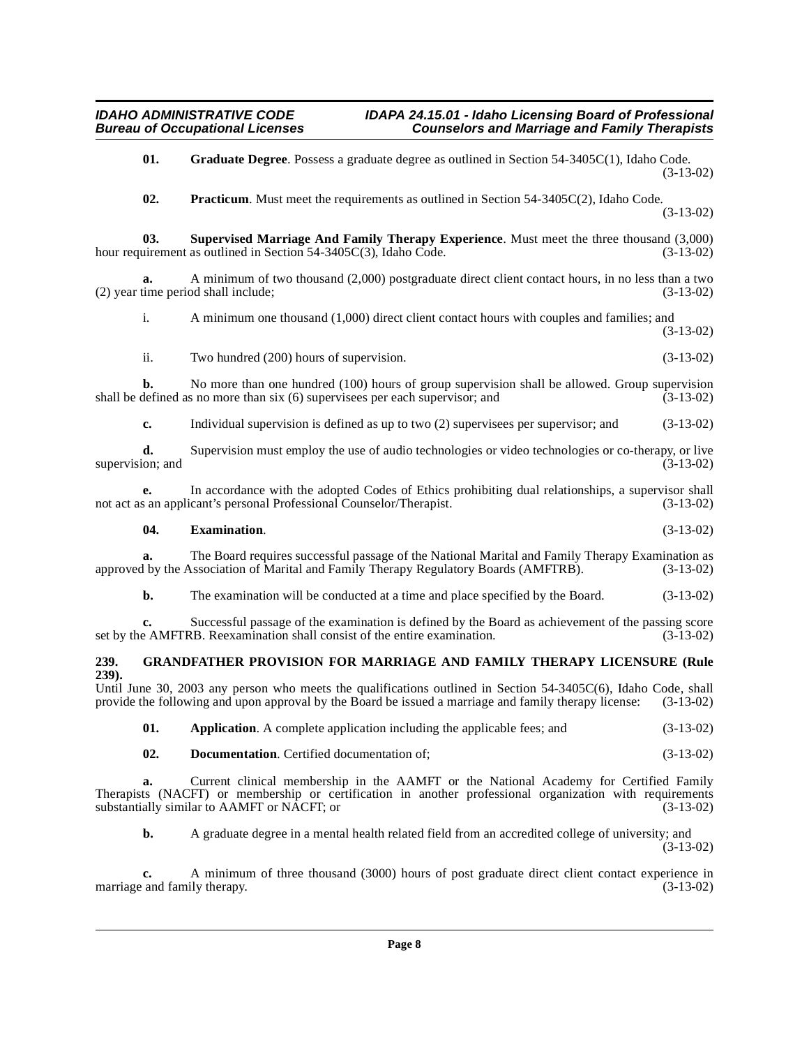**01. Graduate Degree**. Possess a graduate degree as outlined in Section 54-3405C(1), Idaho Code. (3-13-02)

**02. Practicum**. Must meet the requirements as outlined in Section 54-3405C(2), Idaho Code. (3-13-02)

**03. Supervised Marriage And Family Therapy Experience**. Must meet the three thousand (3,000) hour requirement as outlined in Section 54-3405C(3), Idaho Code. (3-13-02)

**a.** A minimum of two thousand (2,000) postgraduate direct client contact hours, in no less than a two (2) year time period shall include; (3-13-02)

i. A minimum one thousand (1,000) direct client contact hours with couples and families; and (3-13-02)

ii. Two hundred (200) hours of supervision. (3-13-02)

**b.** No more than one hundred (100) hours of group supervision shall be allowed. Group supervision shall be defined as no more than six (6) supervisees per each supervisor; and (3-13-02)

**c.** Individual supervision is defined as up to two (2) supervisees per supervisor; and (3-13-02)

**d.** Supervision must employ the use of audio technologies or video technologies or co-therapy, or live supervision; and (3-13-02)

**e.** In accordance with the adopted Codes of Ethics prohibiting dual relationships, a supervisor shall not act as an applicant's personal Professional Counselor/Therapist. (3-13-02)

**04. Examination**. (3-13-02)

**a.** The Board requires successful passage of the National Marital and Family Therapy Examination as approved by the Association of Marital and Family Therapy Regulatory Boards (AMFTRB). (3-13-02)

**b.** The examination will be conducted at a time and place specified by the Board. (3-13-02)

**c.** Successful passage of the examination is defined by the Board as achievement of the passing score set by the AMFTRB. Reexamination shall consist of the entire examination. (3-13-02)

## 239. GRANDFATHER PROVISION FOR MARRIAGE AND FAMILY THERAPY LICENSURE (Rule 239).

Until June 30, 2003 any person who meets the qualifications outlined in Section 54-3405C(6), Idaho Code, shall provide the following and upon approval by the Board be issued a marriage and family therapy license: (3-13-02)

**01. Application**. A complete application including the applicable fees; and (3-13-02)

**02. Documentation**. Certified documentation of; (3-13-02)

**a.** Current clinical membership in the AAMFT or the National Academy for Certified Family Therapists (NACFT) or membership or certification in another professional organization with requirements substantially similar to AAMFT or NACFT; or (3-13-02)

**b.** A graduate degree in a mental health related field from an accredited college of university; and (3-13-02)

**c.** A minimum of three thousand (3000) hours of post graduate direct client contact experience in marriage and family therapy. (3-13-02)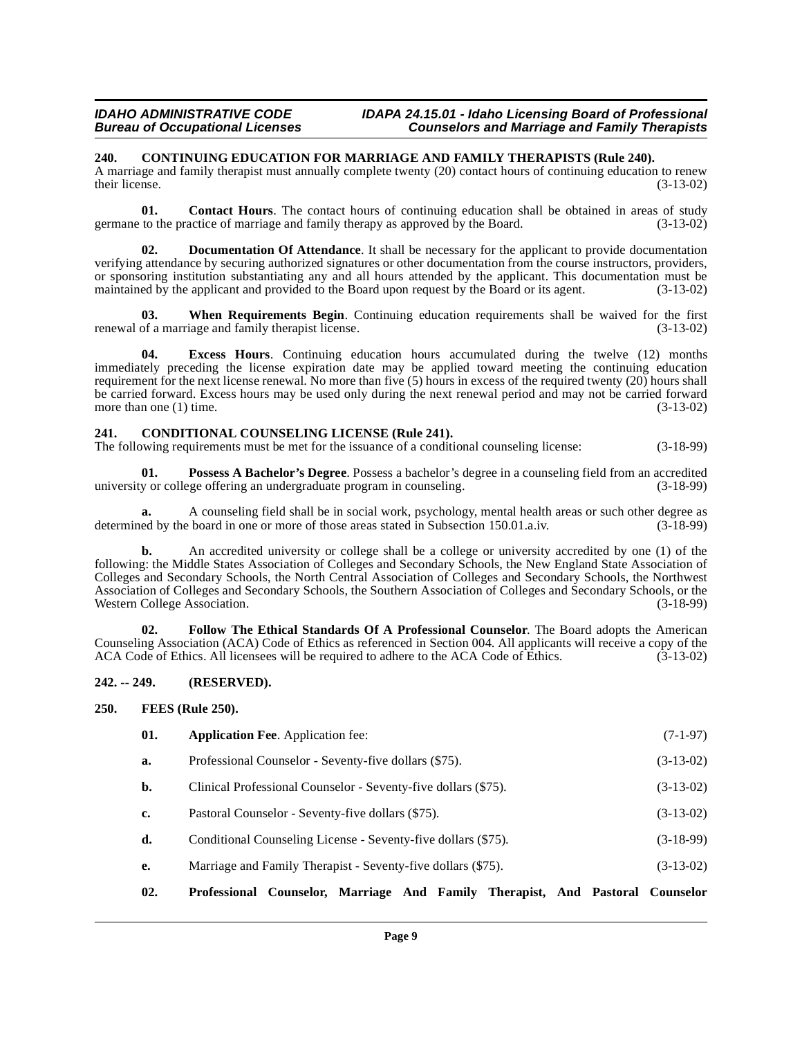## 240. CONTINUING EDUCATION FOR MARRIAGE AND FAMILY THERAPISTS (Rule 240).

A marriage and family therapist must annually complete twenty (20) contact hours of continuing education to renew their license. (3-13-02)

**01. Contact Hours**. The contact hours of continuing education shall be obtained in areas of study germane to the practice of marriage and family therapy as approved by the Board. (3-13-02)

**02. Documentation Of Attendance**. It shall be necessary for the applicant to provide documentation verifying attendance by securing authorized signatures or other documentation from the course instructors, providers, or sponsoring institution substantiating any and all hours attended by the applicant. This documentation must be maintained by the applicant and provided to the Board upon request by the Board or its agent. (3-13-02)

**03. When Requirements Begin**. Continuing education requirements shall be waived for the first renewal of a marriage and family therapist license. (3-13-02)

**04. Excess Hours**. Continuing education hours accumulated during the twelve (12) months immediately preceding the license expiration date may be applied toward meeting the continuing education requirement for the next license renewal. No more than five (5) hours in excess of the required twenty (20) hours shall be carried forward. Excess hours may be used only during the next renewal period and may not be carried forward more than one (1) time. (3-13-02)

## 241. CONDITIONAL COUNSELING LICENSE (Rule 241).

The following requirements must be met for the issuance of a conditional counseling license: (3-18-99)

**01. Possess A Bachelor's Degree**. Possess a bachelor's degree in a counseling field from an accredited university or college offering an undergraduate program in counseling. (3-18-99)

**a.** A counseling field shall be in social work, psychology, mental health areas or such other degree as determined by the board in one or more of those areas stated in Subsection 150.01.a.iv. (3-18-99)

**b.** An accredited university or college shall be a college or university accredited by one (1) of the following: the Middle States Association of Colleges and Secondary Schools, the New England State Association of Colleges and Secondary Schools, the North Central Association of Colleges and Secondary Schools, the Northwest Association of Colleges and Secondary Schools, the Southern Association of Colleges and Secondary Schools, or the Western College Association. (3-18-99)

**02. Follow The Ethical Standards Of A Professional Counselor**. The Board adopts the American Counseling Association (ACA) Code of Ethics as referenced in Section 004. All applicants will receive a copy of the ACA Code of Ethics. All licensees will be required to adhere to the ACA Code of Ethics. (3-13-02)

## 242. -- 249. (RESERVED).

## 250. FEES (Rule 250).

**01. Application Fee**. Application fee: (7-1-97)

**a.** Professional Counselor - Seventy-five dollars ($75). (3-13-02)

**b.** Clinical Professional Counselor - Seventy-five dollars ($75). (3-13-02)

**c.** Pastoral Counselor - Seventy-five dollars ($75). (3-13-02)

**d.** Conditional Counseling License - Seventy-five dollars ($75). (3-18-99)

**e.** Marriage and Family Therapist - Seventy-five dollars ($75). (3-13-02)

**02. Professional Counselor, Marriage And Family Therapist, And Pastoral Counselor**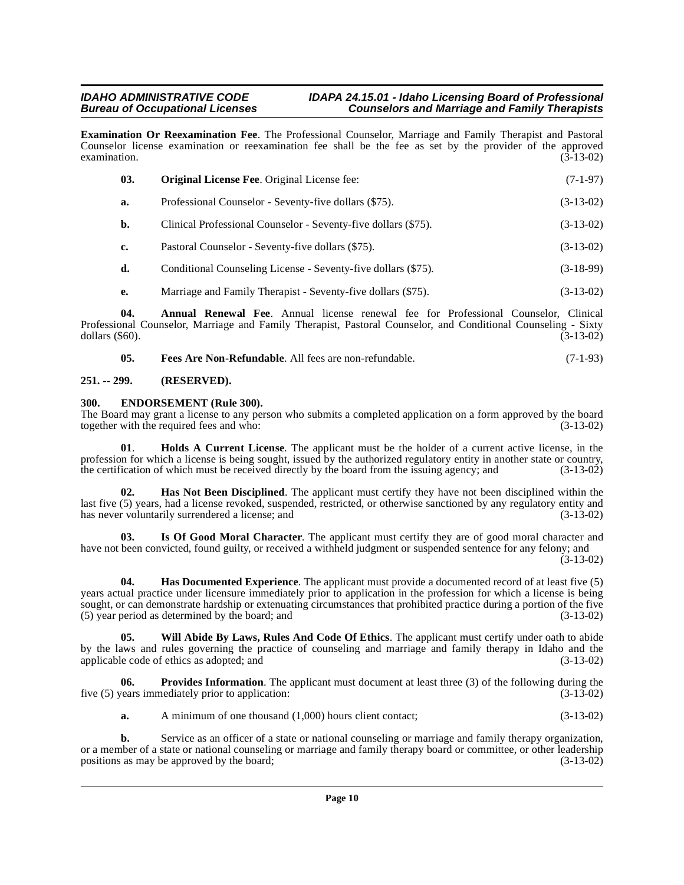**Examination Or Reexamination Fee**. The Professional Counselor, Marriage and Family Therapist and Pastoral Counselor license examination or reexamination fee shall be the fee as set by the provider of the approved examination. (3-13-02)

**03. Original License Fee**. Original License fee: (7-1-97)

**a.** Professional Counselor - Seventy-five dollars ($75). (3-13-02)

**b.** Clinical Professional Counselor - Seventy-five dollars ($75). (3-13-02)

**c.** Pastoral Counselor - Seventy-five dollars ($75). (3-13-02)

**d.** Conditional Counseling License - Seventy-five dollars ($75). (3-18-99)

**e.** Marriage and Family Therapist - Seventy-five dollars ($75). (3-13-02)

**04. Annual Renewal Fee**. Annual license renewal fee for Professional Counselor, Clinical Professional Counselor, Marriage and Family Therapist, Pastoral Counselor, and Conditional Counseling - Sixty dollars ($60). (3-13-02)

**05. Fees Are Non-Refundable**. All fees are non-refundable. (7-1-93)

**251. -- 299. (RESERVED).**

**300. ENDORSEMENT (Rule 300).**

The Board may grant a license to any person who submits a completed application on a form approved by the board together with the required fees and who: (3-13-02)

**01**. **Holds A Current License**. The applicant must be the holder of a current active license, in the profession for which a license is being sought, issued by the authorized regulatory entity in another state or country, the certification of which must be received directly by the board from the issuing agency; and (3-13-02)

**02. Has Not Been Disciplined**. The applicant must certify they have not been disciplined within the last five (5) years, had a license revoked, suspended, restricted, or otherwise sanctioned by any regulatory entity and has never voluntarily surrendered a license; and (3-13-02)

**03. Is Of Good Moral Character**. The applicant must certify they are of good moral character and have not been convicted, found guilty, or received a withheld judgment or suspended sentence for any felony; and (3-13-02)

**04. Has Documented Experience**. The applicant must provide a documented record of at least five (5) years actual practice under licensure immediately prior to application in the profession for which a license is being sought, or can demonstrate hardship or extenuating circumstances that prohibited practice during a portion of the five (5) year period as determined by the board; and (3-13-02)

**05. Will Abide By Laws, Rules And Code Of Ethics**. The applicant must certify under oath to abide by the laws and rules governing the practice of counseling and marriage and family therapy in Idaho and the applicable code of ethics as adopted; and (3-13-02)

**06. Provides Information**. The applicant must document at least three (3) of the following during the five (5) years immediately prior to application: (3-13-02)

**a.** A minimum of one thousand (1,000) hours client contact; (3-13-02)

**b.** Service as an officer of a state or national counseling or marriage and family therapy organization, or a member of a state or national counseling or marriage and family therapy board or committee, or other leadership positions as may be approved by the board; (3-13-02)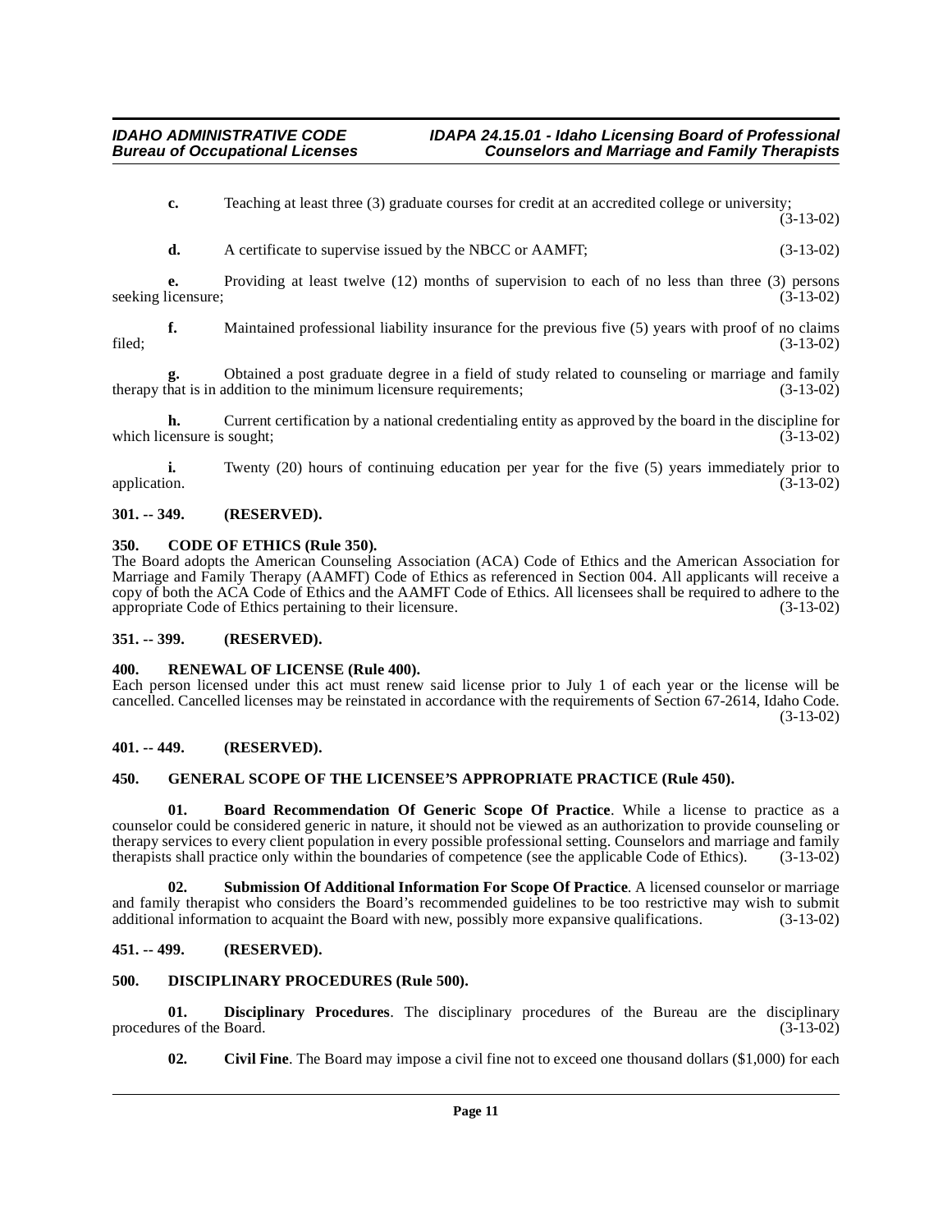**c.** Teaching at least three (3) graduate courses for credit at an accredited college or university; (3-13-02)

**d.** A certificate to supervise issued by the NBCC or AAMFT; (3-13-02)

**e.** Providing at least twelve (12) months of supervision to each of no less than three (3) persons seeking licensure; (3-13-02)

**f.** Maintained professional liability insurance for the previous five (5) years with proof of no claims filed; (3-13-02)

**g.** Obtained a post graduate degree in a field of study related to counseling or marriage and family therapy that is in addition to the minimum licensure requirements; (3-13-02)

**h.** Current certification by a national credentialing entity as approved by the board in the discipline for which licensure is sought; (3-13-02)

**i.** Twenty (20) hours of continuing education per year for the five (5) years immediately prior to application. (3-13-02)

### 301. -- 349. (RESERVED).

### 350. CODE OF ETHICS (Rule 350).

The Board adopts the American Counseling Association (ACA) Code of Ethics and the American Association for Marriage and Family Therapy (AAMFT) Code of Ethics as referenced in Section 004. All applicants will receive a copy of both the ACA Code of Ethics and the AAMFT Code of Ethics. All licensees shall be required to adhere to the appropriate Code of Ethics pertaining to their licensure. (3-13-02)

### 351. -- 399. (RESERVED).

### 400. RENEWAL OF LICENSE (Rule 400).

Each person licensed under this act must renew said license prior to July 1 of each year or the license will be cancelled. Cancelled licenses may be reinstated in accordance with the requirements of Section 67-2614, Idaho Code. (3-13-02)

### 401. -- 449. (RESERVED).

### 450. GENERAL SCOPE OF THE LICENSEE'S APPROPRIATE PRACTICE (Rule 450).

**01. Board Recommendation Of Generic Scope Of Practice**. While a license to practice as a counselor could be considered generic in nature, it should not be viewed as an authorization to provide counseling or therapy services to every client population in every possible professional setting. Counselors and marriage and family therapists shall practice only within the boundaries of competence (see the applicable Code of Ethics). (3-13-02)

**02. Submission Of Additional Information For Scope Of Practice**. A licensed counselor or marriage and family therapist who considers the Board's recommended guidelines to be too restrictive may wish to submit additional information to acquaint the Board with new, possibly more expansive qualifications. (3-13-02)

### 451. -- 499. (RESERVED).

### 500. DISCIPLINARY PROCEDURES (Rule 500).

**01. Disciplinary Procedures**. The disciplinary procedures of the Bureau are the disciplinary procedures of the Board. (3-13-02)

**02. Civil Fine**. The Board may impose a civil fine not to exceed one thousand dollars ($1,000) for each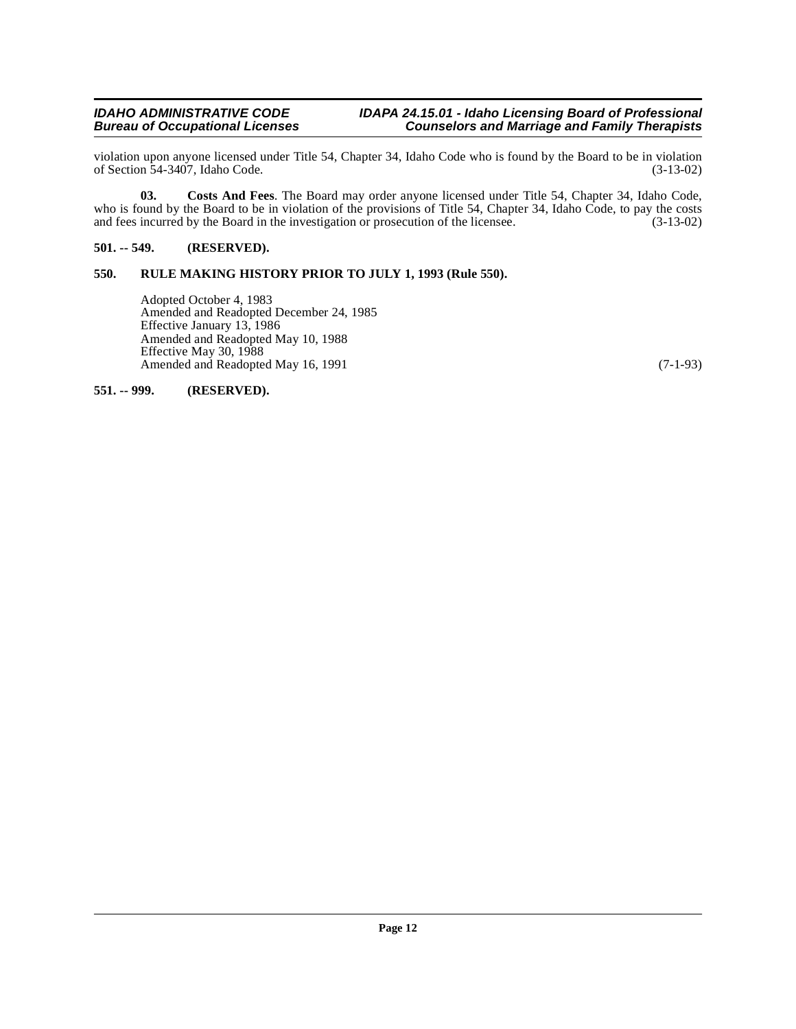violation upon anyone licensed under Title 54, Chapter 34, Idaho Code who is found by the Board to be in violation of Section 54-3407, Idaho Code. (3-13-02)

**03. Costs And Fees**. The Board may order anyone licensed under Title 54, Chapter 34, Idaho Code, who is found by the Board to be in violation of the provisions of Title 54, Chapter 34, Idaho Code, to pay the costs and fees incurred by the Board in the investigation or prosecution of the licensee. (3-13-02)

**501. -- 549. (RESERVED).**

**550. RULE MAKING HISTORY PRIOR TO JULY 1, 1993 (Rule 550).**

Adopted October 4, 1983
Amended and Readopted December 24, 1985
Effective January 13, 1986
Amended and Readopted May 10, 1988
Effective May 30, 1988
Amended and Readopted May 16, 1991 (7-1-93)

**551. -- 999. (RESERVED).**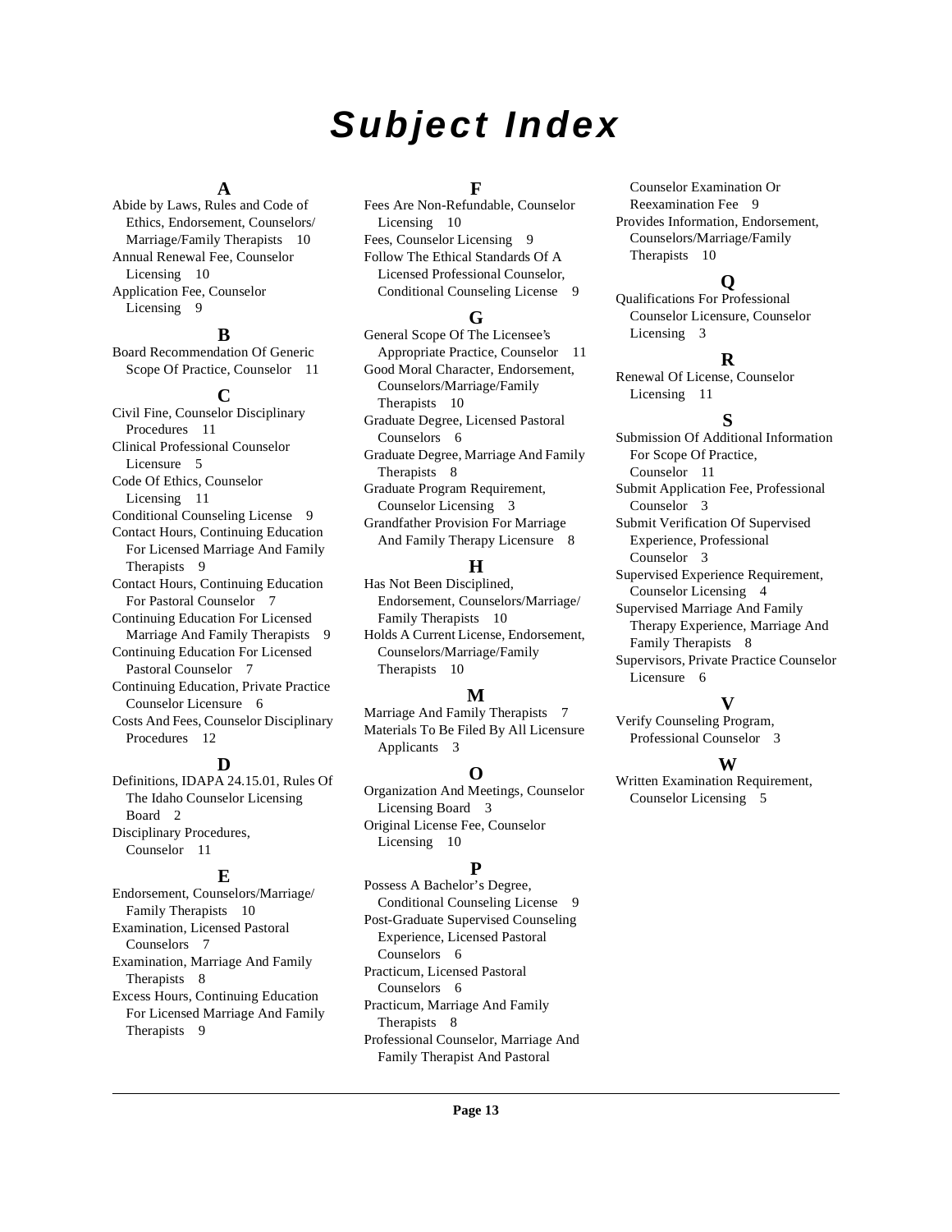# Subject Index

### A

Abide by Laws, Rules and Code of Ethics, Endorsement, Counselors/Marriage/Family Therapists 10
Annual Renewal Fee, Counselor Licensing 10
Application Fee, Counselor Licensing 9

### B

Board Recommendation Of Generic Scope Of Practice, Counselor 11

### C

Civil Fine, Counselor Disciplinary Procedures 11
Clinical Professional Counselor Licensure 5
Code Of Ethics, Counselor Licensing 11
Conditional Counseling License 9
Contact Hours, Continuing Education For Licensed Marriage And Family Therapists 9
Contact Hours, Continuing Education For Pastoral Counselor 7
Continuing Education For Licensed Marriage And Family Therapists 9
Continuing Education For Licensed Pastoral Counselor 7
Continuing Education, Private Practice Counselor Licensure 6
Costs And Fees, Counselor Disciplinary Procedures 12

### D

Definitions, IDAPA 24.15.01, Rules Of The Idaho Counselor Licensing Board 2
Disciplinary Procedures, Counselor 11

### E

Endorsement, Counselors/Marriage/Family Therapists 10
Examination, Licensed Pastoral Counselors 7
Examination, Marriage And Family Therapists 8
Excess Hours, Continuing Education For Licensed Marriage And Family Therapists 9

### F

Fees Are Non-Refundable, Counselor Licensing 10
Fees, Counselor Licensing 9
Follow The Ethical Standards Of A Licensed Professional Counselor, Conditional Counseling License 9

### G

General Scope Of The Licensee's Appropriate Practice, Counselor 11
Good Moral Character, Endorsement, Counselors/Marriage/Family Therapists 10
Graduate Degree, Licensed Pastoral Counselors 6
Graduate Degree, Marriage And Family Therapists 8
Graduate Program Requirement, Counselor Licensing 3
Grandfather Provision For Marriage And Family Therapy Licensure 8

### H

Has Not Been Disciplined, Endorsement, Counselors/Marriage/Family Therapists 10
Holds A Current License, Endorsement, Counselors/Marriage/Family Therapists 10

### M

Marriage And Family Therapists 7
Materials To Be Filed By All Licensure Applicants 3

### O

Organization And Meetings, Counselor Licensing Board 3
Original License Fee, Counselor Licensing 10

### P

Possess A Bachelor's Degree, Conditional Counseling License 9
Post-Graduate Supervised Counseling Experience, Licensed Pastoral Counselors 6
Practicum, Licensed Pastoral Counselors 6
Practicum, Marriage And Family Therapists 8
Professional Counselor, Marriage And Family Therapist And Pastoral Counselor Examination Or Reexamination Fee 9
Provides Information, Endorsement, Counselors/Marriage/Family Therapists 10

### Q

Qualifications For Professional Counselor Licensure, Counselor Licensing 3

### R

Renewal Of License, Counselor Licensing 11

### S

Submission Of Additional Information For Scope Of Practice, Counselor 11
Submit Application Fee, Professional Counselor 3
Submit Verification Of Supervised Experience, Professional Counselor 3
Supervised Experience Requirement, Counselor Licensing 4
Supervised Marriage And Family Therapy Experience, Marriage And Family Therapists 8
Supervisors, Private Practice Counselor Licensure 6

### V

Verify Counseling Program, Professional Counselor 3

### W

Written Examination Requirement, Counselor Licensing 5